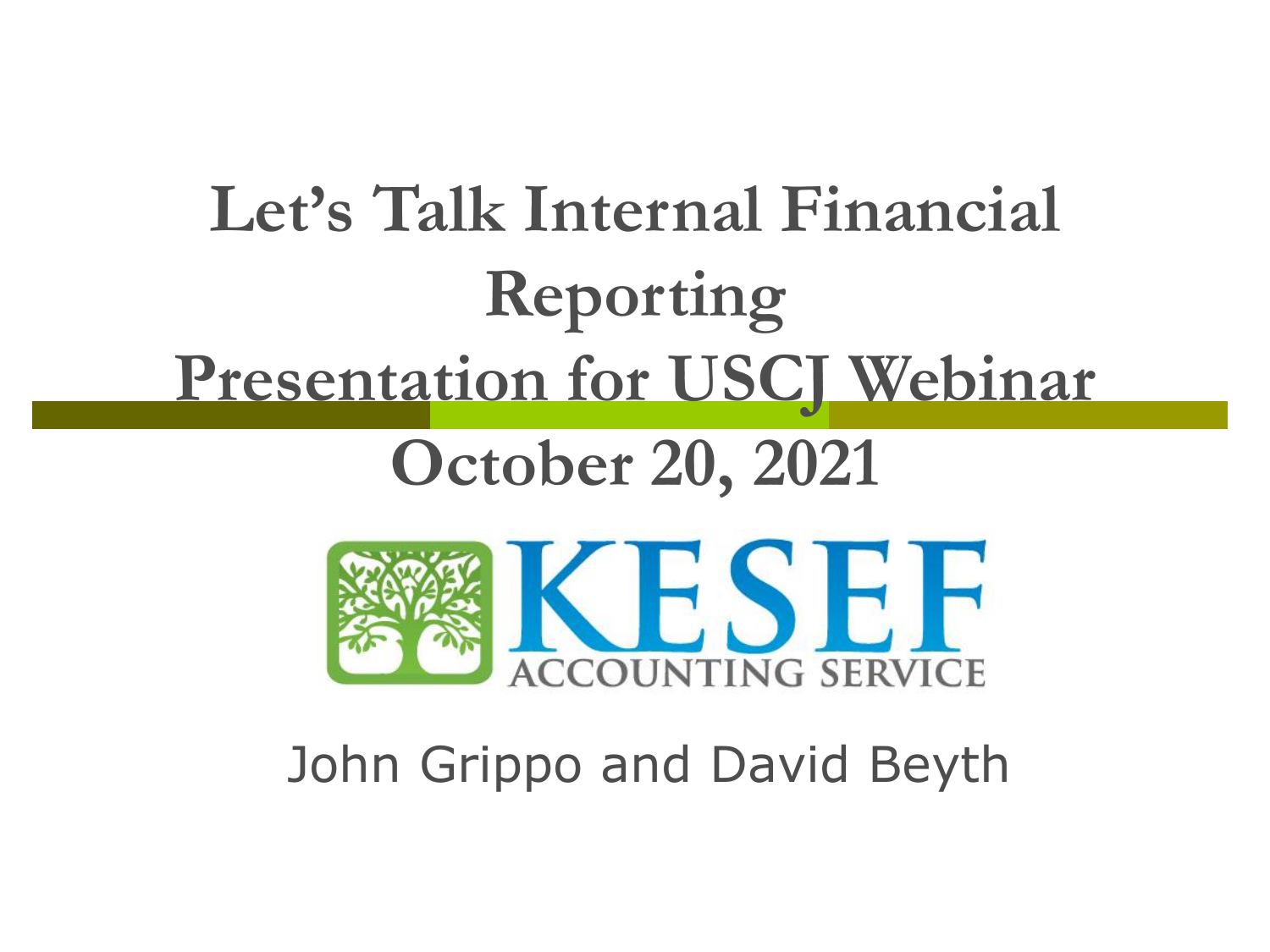# Let's Talk Internal Financial Reporting

## Presentation for USCJ Webinar

## October 20, 2021

KESEF ACCOUNTING SERVICE

John Grippo and David Beyth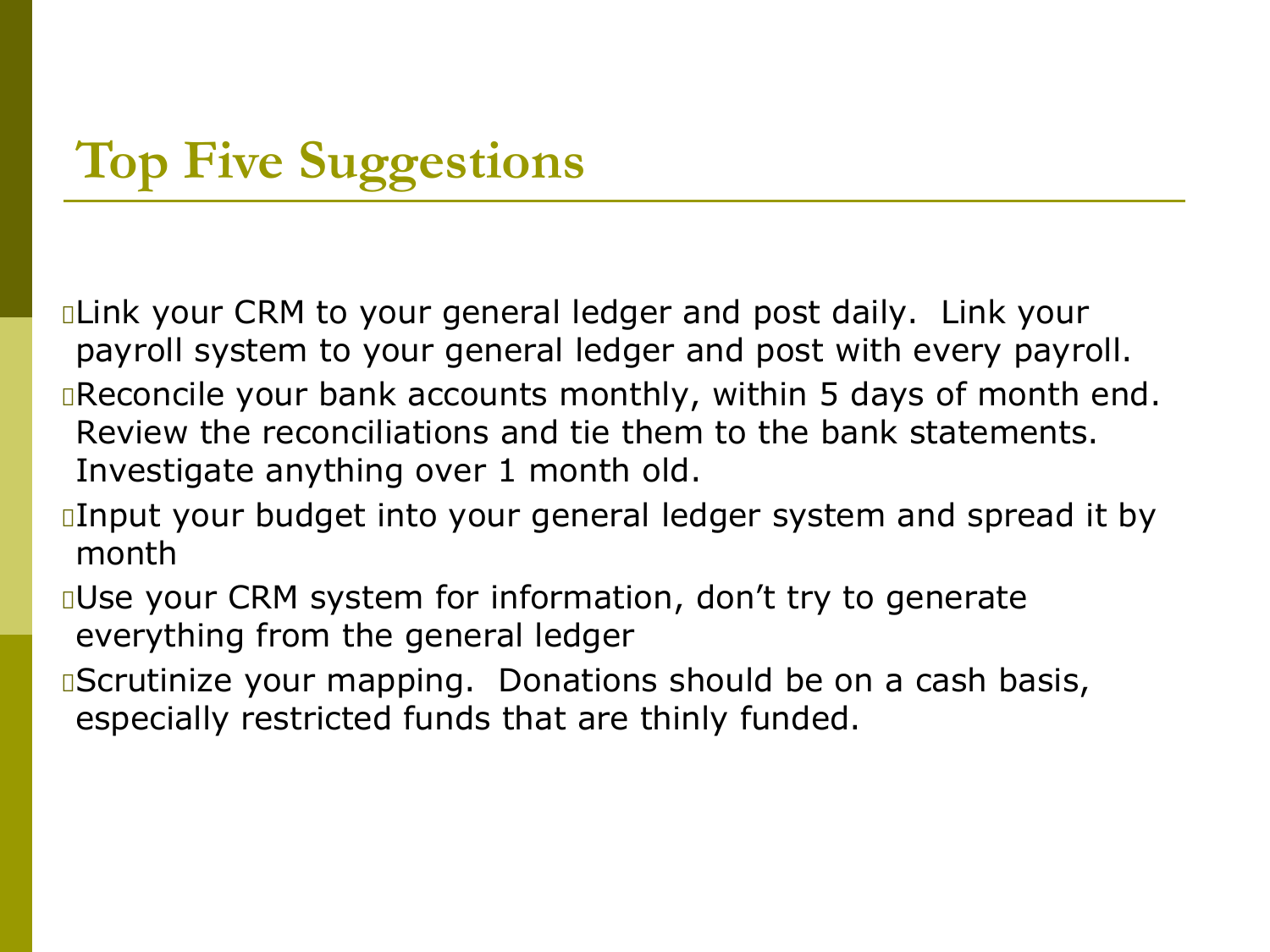# Top Five Suggestions

- Link your CRM to your general ledger and post daily. Link your payroll system to your general ledger and post with every payroll.
- Reconcile your bank accounts monthly, within 5 days of month end. Review the reconciliations and tie them to the bank statements. Investigate anything over 1 month old.
- Input your budget into your general ledger system and spread it by month
- Use your CRM system for information, don't try to generate everything from the general ledger
- Scrutinize your mapping. Donations should be on a cash basis, especially restricted funds that are thinly funded.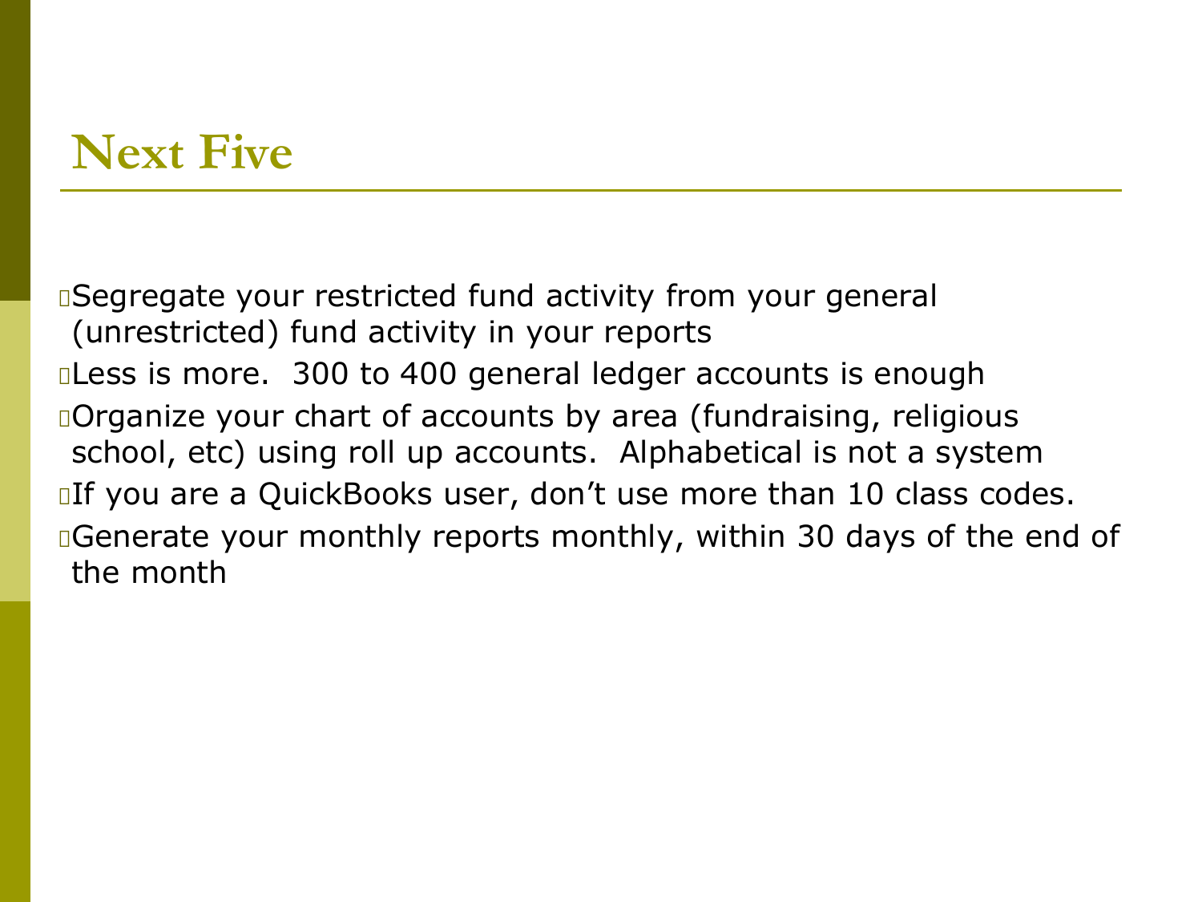# Next Five

- Segregate your restricted fund activity from your general (unrestricted) fund activity in your reports
- Less is more.  300 to 400 general ledger accounts is enough
- Organize your chart of accounts by area (fundraising, religious school, etc) using roll up accounts.  Alphabetical is not a system
- If you are a QuickBooks user, don't use more than 10 class codes.
- Generate your monthly reports monthly, within 30 days of the end of the month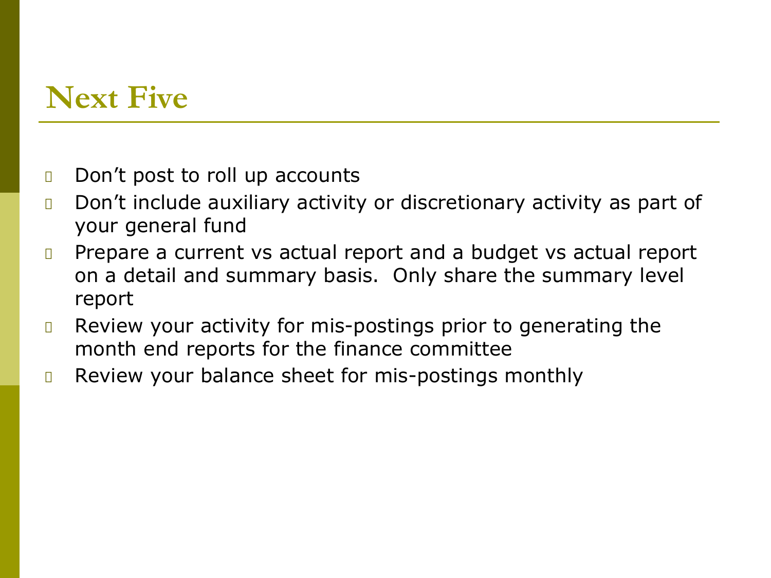# Next Five

- Don’t post to roll up accounts
- Don’t include auxiliary activity or discretionary activity as part of your general fund
- Prepare a current vs actual report and a budget vs actual report on a detail and summary basis. Only share the summary level report
- Review your activity for mis-postings prior to generating the month end reports for the finance committee
- Review your balance sheet for mis-postings monthly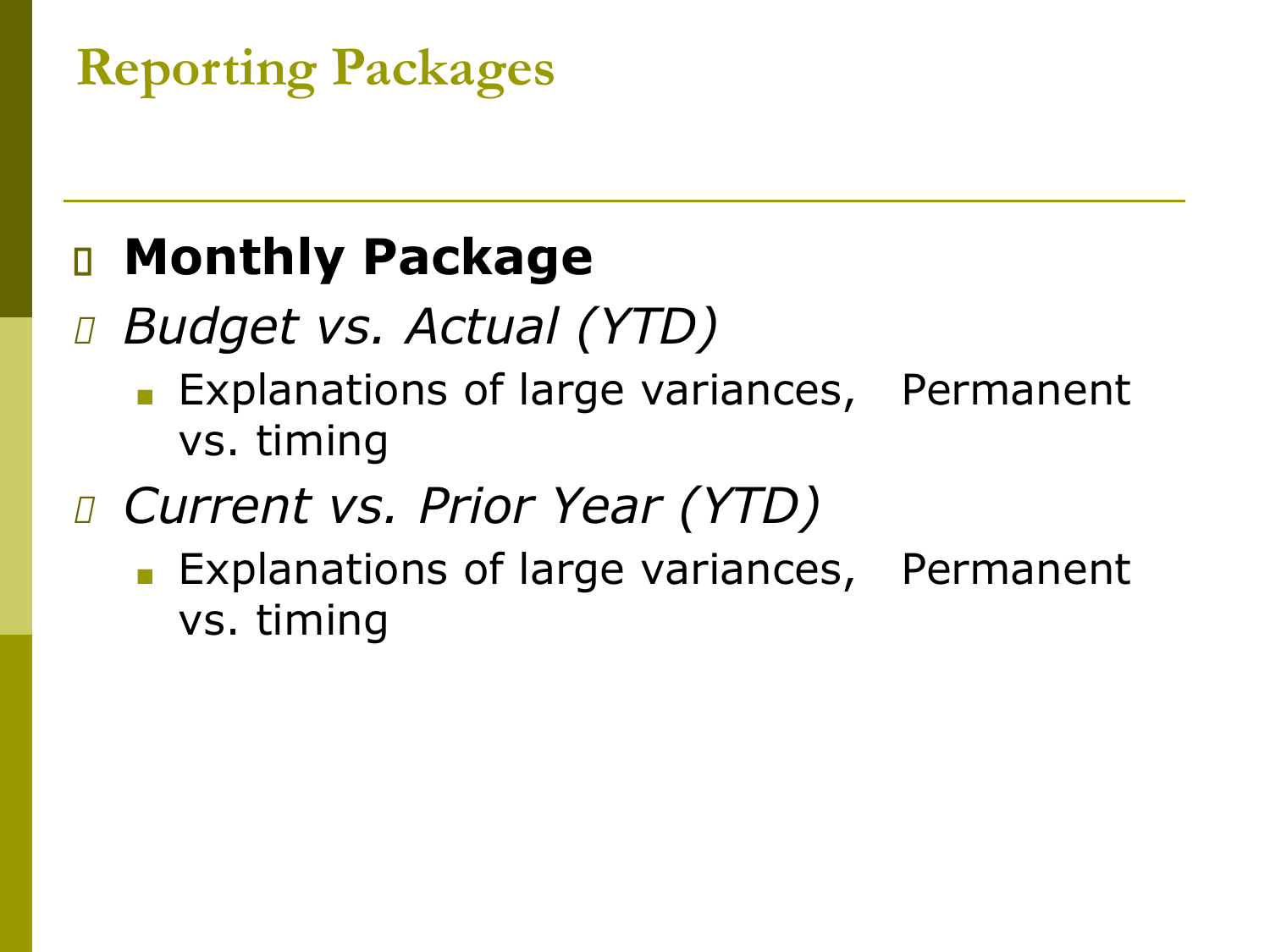# Reporting Packages

- **Monthly Package**
- *Budget vs. Actual (YTD)*
  - Explanations of large variances, Permanent vs. timing
- *Current vs. Prior Year (YTD)*
  - Explanations of large variances, Permanent vs. timing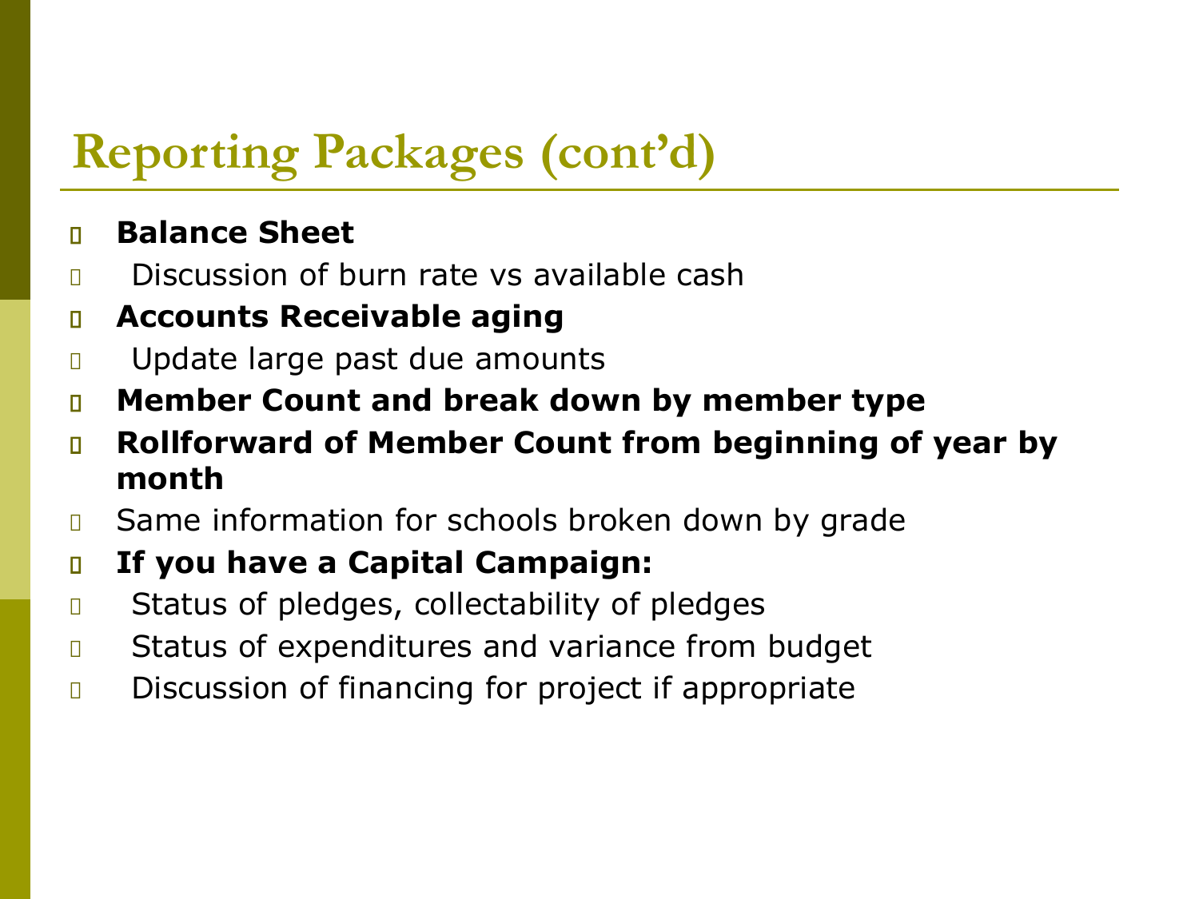# Reporting Packages (cont'd)

- **Balance Sheet**
  - Discussion of burn rate vs available cash
- **Accounts Receivable aging**
  - Update large past due amounts
- **Member Count and break down by member type**
- **Rollforward of Member Count from beginning of year by month**
- Same information for schools broken down by grade
- **If you have a Capital Campaign:**
  - Status of pledges, collectability of pledges
  - Status of expenditures and variance from budget
  - Discussion of financing for project if appropriate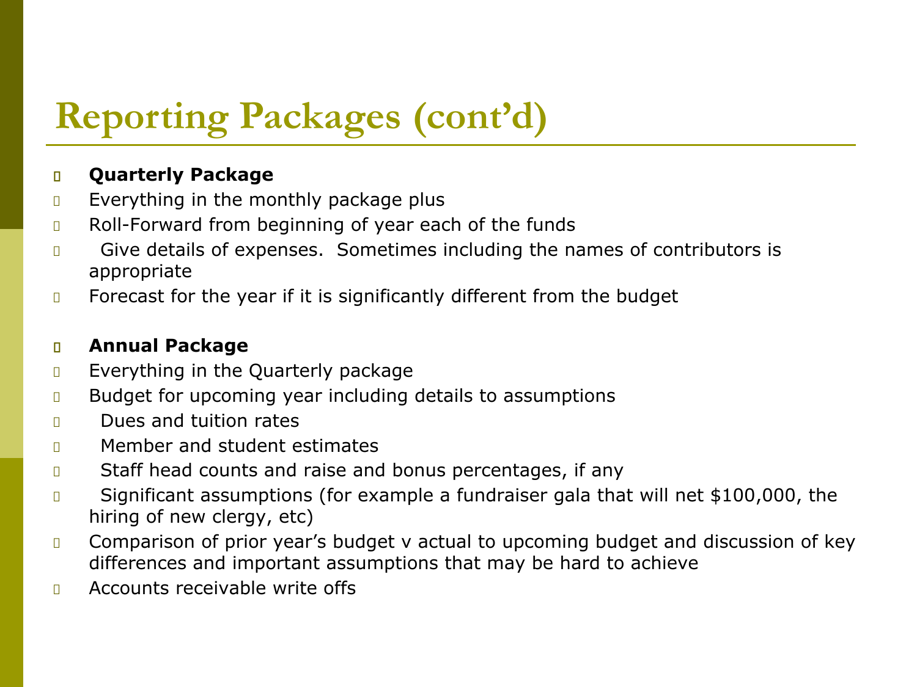# Reporting Packages (cont'd)

- **Quarterly Package**
- Everything in the monthly package plus
- Roll-Forward from beginning of year each of the funds
  - Give details of expenses. Sometimes including the names of contributors is appropriate
- Forecast for the year if it is significantly different from the budget

- **Annual Package**
- Everything in the Quarterly package
- Budget for upcoming year including details to assumptions
  - Dues and tuition rates
  - Member and student estimates
  - Staff head counts and raise and bonus percentages, if any
  - Significant assumptions (for example a fundraiser gala that will net $100,000, the hiring of new clergy, etc)
- Comparison of prior year's budget v actual to upcoming budget and discussion of key differences and important assumptions that may be hard to achieve
- Accounts receivable write offs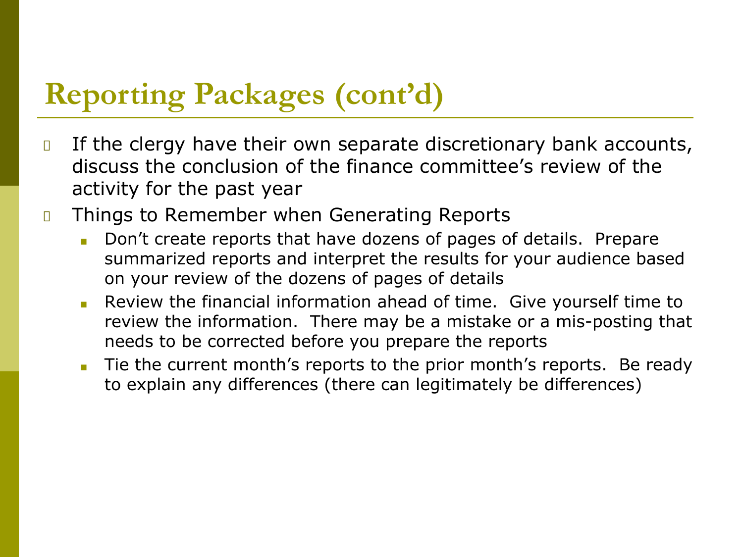# Reporting Packages (cont'd)

- If the clergy have their own separate discretionary bank accounts, discuss the conclusion of the finance committee's review of the activity for the past year
- Things to Remember when Generating Reports
  - Don't create reports that have dozens of pages of details.  Prepare summarized reports and interpret the results for your audience based on your review of the dozens of pages of details
  - Review the financial information ahead of time.  Give yourself time to review the information.  There may be a mistake or a mis-posting that needs to be corrected before you prepare the reports
  - Tie the current month's reports to the prior month's reports.  Be ready to explain any differences (there can legitimately be differences)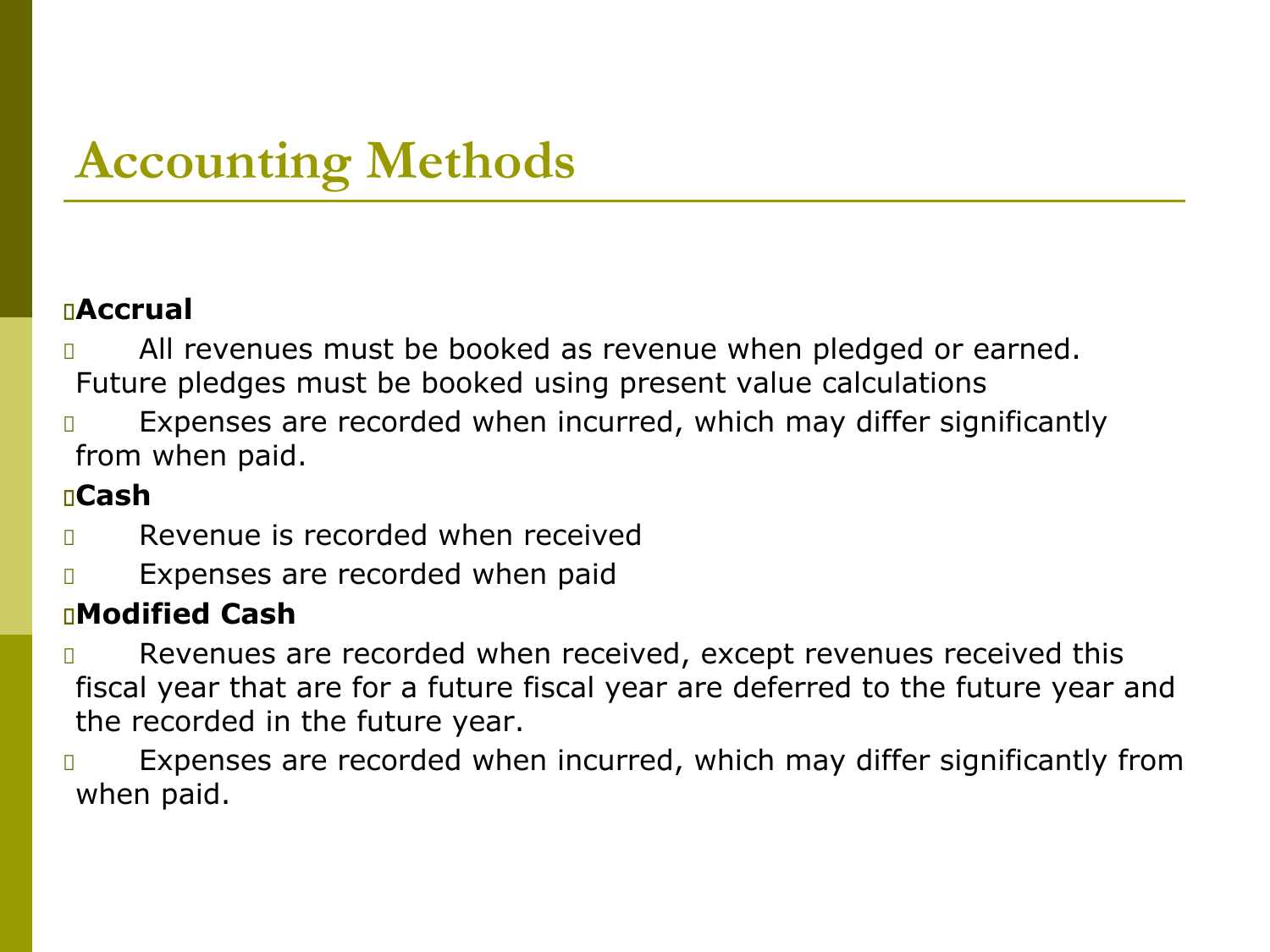# Accounting Methods

- **Accrual**
  - All revenues must be booked as revenue when pledged or earned. Future pledges must be booked using present value calculations
  - Expenses are recorded when incurred, which may differ significantly from when paid.
- **Cash**
  - Revenue is recorded when received
  - Expenses are recorded when paid
- **Modified Cash**
  - Revenues are recorded when received, except revenues received this fiscal year that are for a future fiscal year are deferred to the future year and the recorded in the future year.
  - Expenses are recorded when incurred, which may differ significantly from when paid.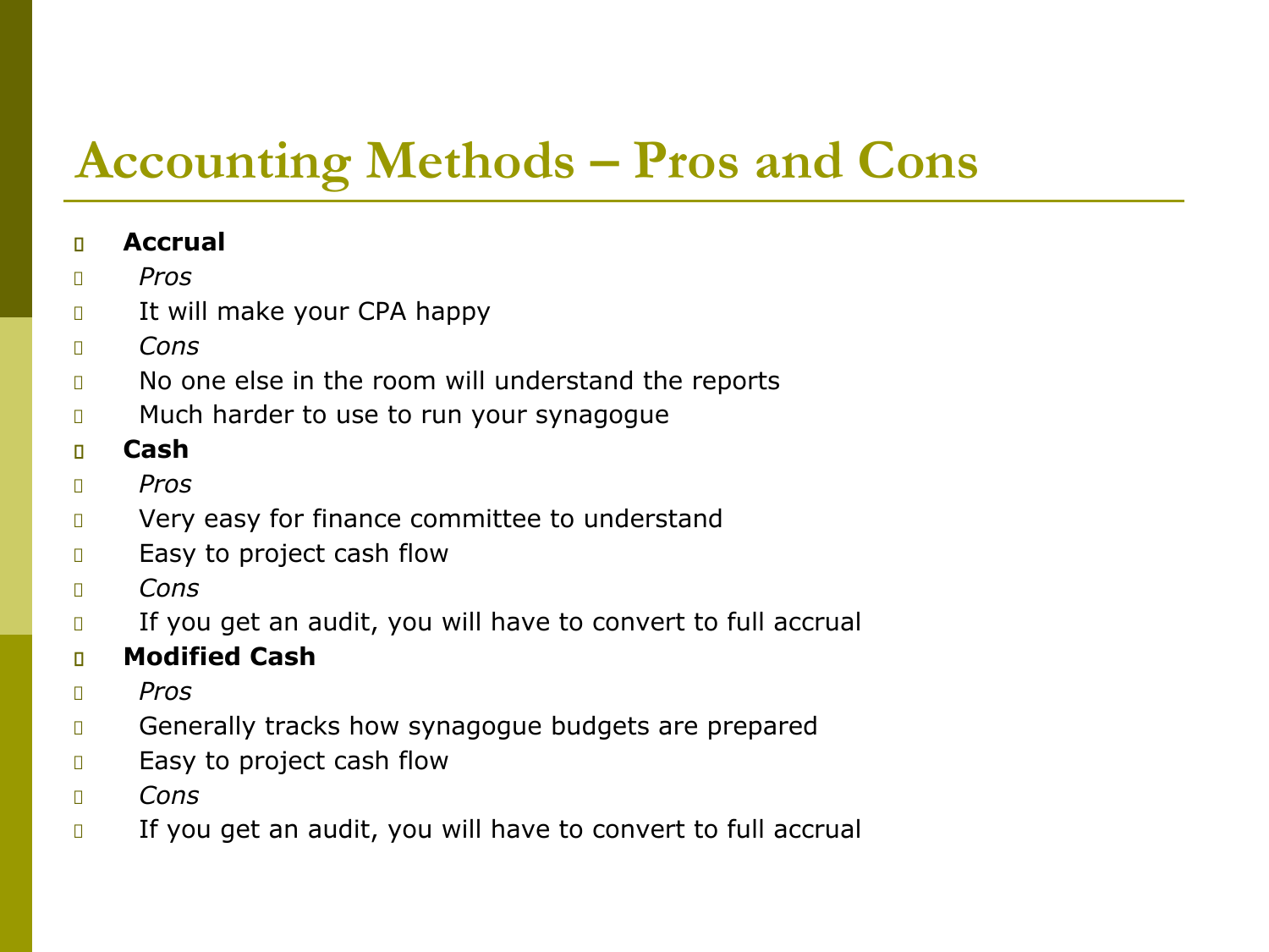# Accounting Methods – Pros and Cons

- **Accrual**
  - *Pros*
    - It will make your CPA happy
  - *Cons*
    - No one else in the room will understand the reports
    - Much harder to use to run your synagogue
- **Cash**
  - *Pros*
    - Very easy for finance committee to understand
    - Easy to project cash flow
  - *Cons*
    - If you get an audit, you will have to convert to full accrual
- **Modified Cash**
  - *Pros*
    - Generally tracks how synagogue budgets are prepared
    - Easy to project cash flow
  - *Cons*
    - If you get an audit, you will have to convert to full accrual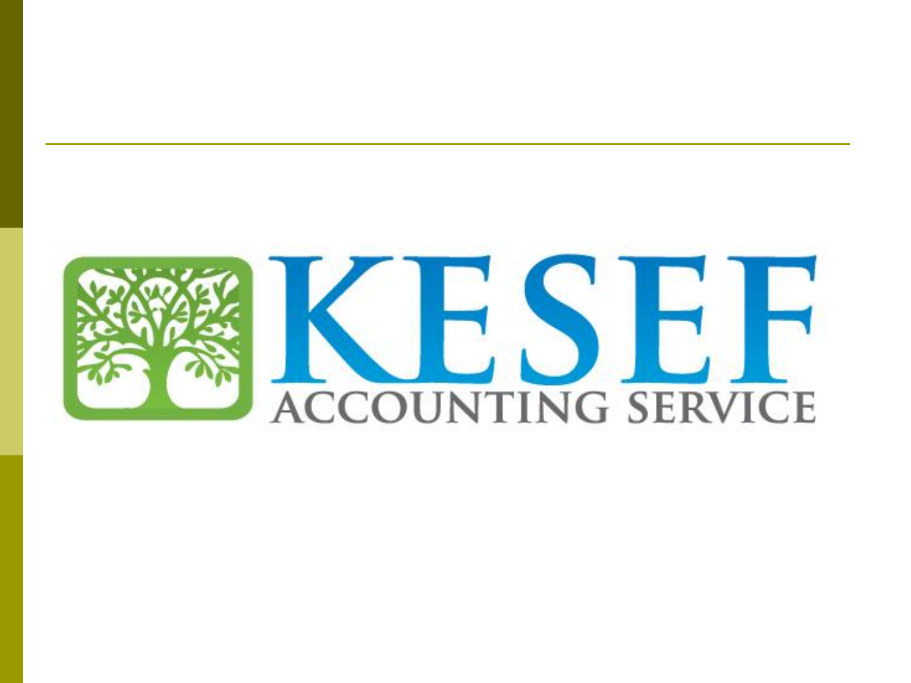KESEF

ACCOUNTING SERVICE